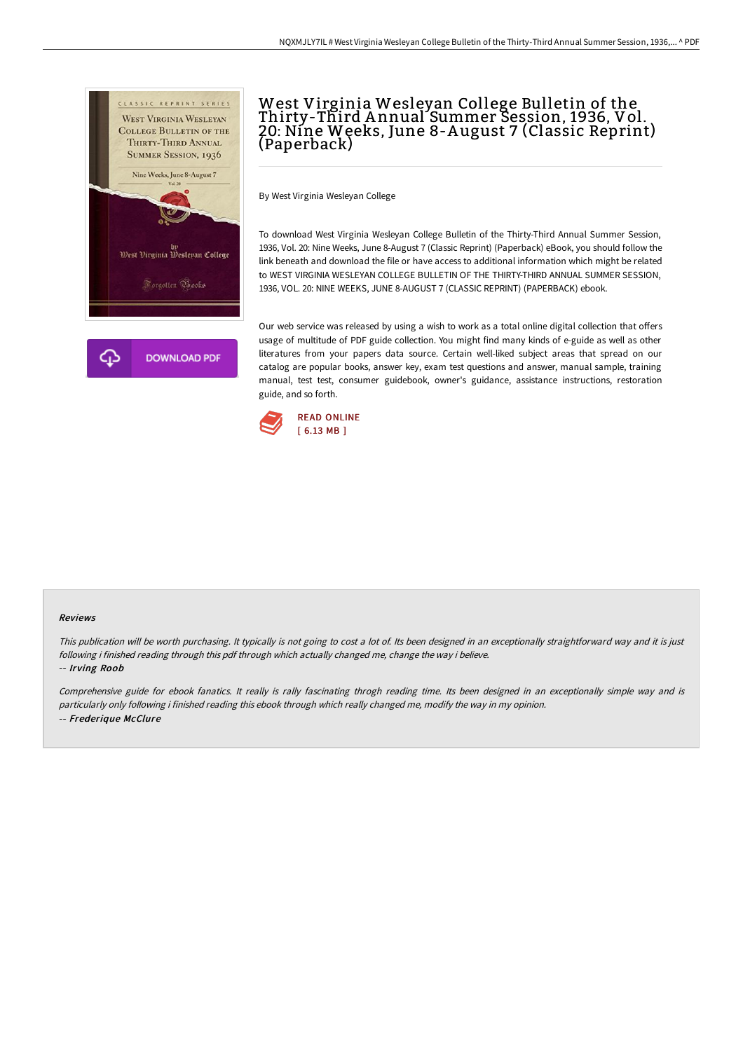# West Virginia Wesleyan College Bulletin of the Thirty-Third Annual Summer Session, 1936, Vol. 20: Nine Weeks, June 8-August 7 (Classic Reprint) (Paperback)

By West Virginia Wesleyan College

To download West Virginia Wesleyan College Bulletin of the Thirty-Third Annual Summer Session, 1936, Vol. 20: Nine Weeks, June 8-August 7 (Classic Reprint) (Paperback) eBook, you should follow the link beneath and download the file or have access to additional information which might be related to WEST VIRGINIA WESLEYAN COLLEGE BULLETIN OF THE THIRTY-THIRD ANNUAL SUMMER SESSION, 1936, VOL. 20: NINE WEEKS, JUNE 8-AUGUST 7 (CLASSIC REPRINT) (PAPERBACK) ebook.

Our web service was released by using a wish to work as a total online digital collection that offers usage of multitude of PDF guide collection. You might find many kinds of e-guide as well as other literatures from your papers data source. Certain well-liked subject areas that spread on our catalog are popular books, answer key, exam test questions and answer, manual sample, training manual, test test, consumer guidebook, owner's guidance, assistance instructions, restoration guide, and so forth.

DOWNLOAD PDF

READ ONLINE
[ 6.13 MB ]

#### Reviews

*This publication will be worth purchasing. It typically is not going to cost a lot of. Its been designed in an exceptionally straightforward way and it is just following i finished reading through this pdf through which actually changed me, change the way i believe.*

-- ***Irving Roob***

*Comprehensive guide for ebook fanatics. It really is rally fascinating throgh reading time. Its been designed in an exceptionally simple way and is particularly only following i finished reading this ebook through which really changed me, modify the way in my opinion.*

-- ***Frederique McClure***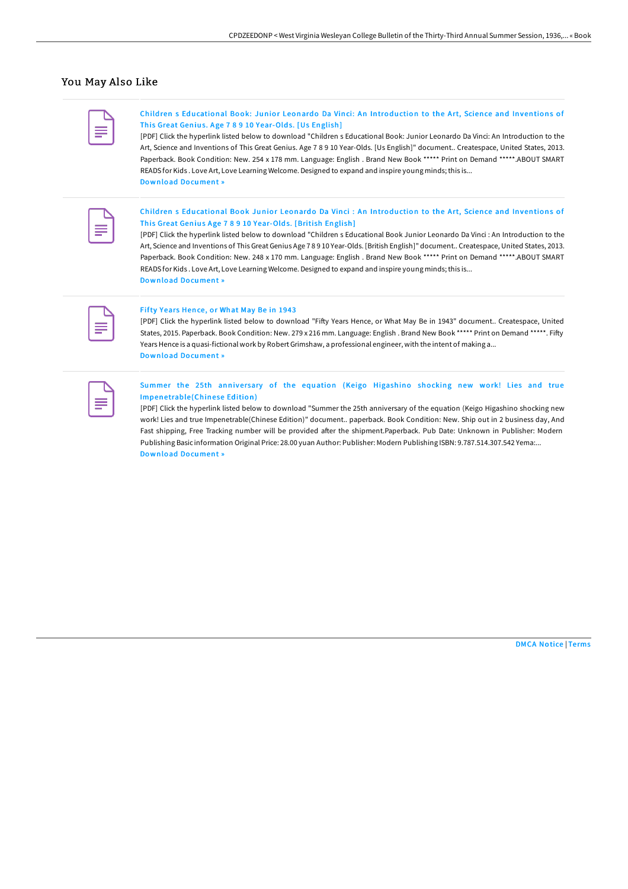## You May Also Like

**Children s Educational Book: Junior Leonardo Da Vinci: An Introduction to the Art, Science and Inventions of This Great Genius. Age 7 8 9 10 Year-Olds. [Us English]**

[PDF] Click the hyperlink listed below to download "Children s Educational Book: Junior Leonardo Da Vinci: An Introduction to the Art, Science and Inventions of This Great Genius. Age 7 8 9 10 Year-Olds. [Us English]" document.. Createspace, United States, 2013. Paperback. Book Condition: New. 254 x 178 mm. Language: English . Brand New Book ***** Print on Demand *****.ABOUT SMART READS for Kids . Love Art, Love Learning Welcome. Designed to expand and inspire young minds; this is...
Download Document »

**Children s Educational Book Junior Leonardo Da Vinci : An Introduction to the Art, Science and Inventions of This Great Genius Age 7 8 9 10 Year-Olds. [British English]**

[PDF] Click the hyperlink listed below to download "Children s Educational Book Junior Leonardo Da Vinci : An Introduction to the Art, Science and Inventions of This Great Genius Age 7 8 9 10 Year-Olds. [British English]" document.. Createspace, United States, 2013. Paperback. Book Condition: New. 248 x 170 mm. Language: English . Brand New Book ***** Print on Demand *****.ABOUT SMART READS for Kids . Love Art, Love Learning Welcome. Designed to expand and inspire young minds; this is...
Download Document »

**Fifty Years Hence, or What May Be in 1943**

[PDF] Click the hyperlink listed below to download "Fifty Years Hence, or What May Be in 1943" document.. Createspace, United States, 2015. Paperback. Book Condition: New. 279 x 216 mm. Language: English . Brand New Book ***** Print on Demand *****. Fifty Years Hence is a quasi-fictional work by Robert Grimshaw, a professional engineer, with the intent of making a...
Download Document »

**Summer the 25th anniversary of the equation (Keigo Higashino shocking new work! Lies and true Impenetrable(Chinese Edition)**

[PDF] Click the hyperlink listed below to download "Summer the 25th anniversary of the equation (Keigo Higashino shocking new work! Lies and true Impenetrable(Chinese Edition)" document.. paperback. Book Condition: New. Ship out in 2 business day, And Fast shipping, Free Tracking number will be provided after the shipment.Paperback. Pub Date: Unknown in Publisher: Modern Publishing Basic information Original Price: 28.00 yuan Author: Publisher: Modern Publishing ISBN: 9.787.514.307.542 Yema:...
Download Document »

DMCA Notice | Terms